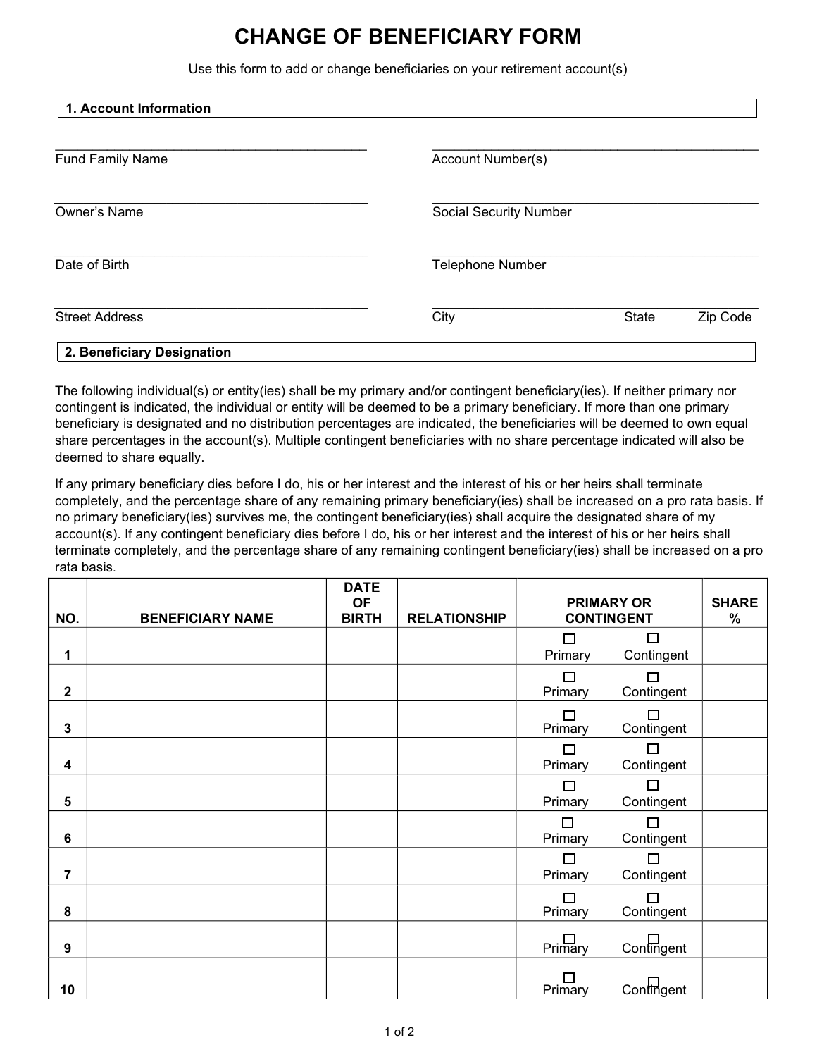# CHANGE OF BENEFICIARY FORM

Use this form to add or change beneficiaries on your retirement account(s)

## 1. Account Information

Fund Family Name ______________________ Account Number(s) ______________________

Owner's Name ______________________ Social Security Number ______________________

Date of Birth ______________________ Telephone Number ______________________

Street Address ______________________ City ______________ State ______ Zip Code ______

## 2. Beneficiary Designation

The following individual(s) or entity(ies) shall be my primary and/or contingent beneficiary(ies). If neither primary nor contingent is indicated, the individual or entity will be deemed to be a primary beneficiary. If more than one primary beneficiary is designated and no distribution percentages are indicated, the beneficiaries will be deemed to own equal share percentages in the account(s). Multiple contingent beneficiaries with no share percentage indicated will also be deemed to share equally.

If any primary beneficiary dies before I do, his or her interest and the interest of his or her heirs shall terminate completely, and the percentage share of any remaining primary beneficiary(ies) shall be increased on a pro rata basis. If no primary beneficiary(ies) survives me, the contingent beneficiary(ies) shall acquire the designated share of my account(s). If any contingent beneficiary dies before I do, his or her interest and the interest of his or her heirs shall terminate completely, and the percentage share of any remaining contingent beneficiary(ies) shall be increased on a pro rata basis.

| NO. | BENEFICIARY NAME | DATE OF BIRTH | RELATIONSHIP | PRIMARY OR CONTINGENT | SHARE % |
|---|---|---|---|---|---|
| 1 | | | | ☐ Primary ☐ Contingent | |
| 2 | | | | ☐ Primary ☐ Contingent | |
| 3 | | | | ☐ Primary ☐ Contingent | |
| 4 | | | | ☐ Primary ☐ Contingent | |
| 5 | | | | ☐ Primary ☐ Contingent | |
| 6 | | | | ☐ Primary ☐ Contingent | |
| 7 | | | | ☐ Primary ☐ Contingent | |
| 8 | | | | ☐ Primary ☐ Contingent | |
| 9 | | | | ☐ Primary ☐ Contingent | |
| 10 | | | | ☐ Primary ☐ Contingent | |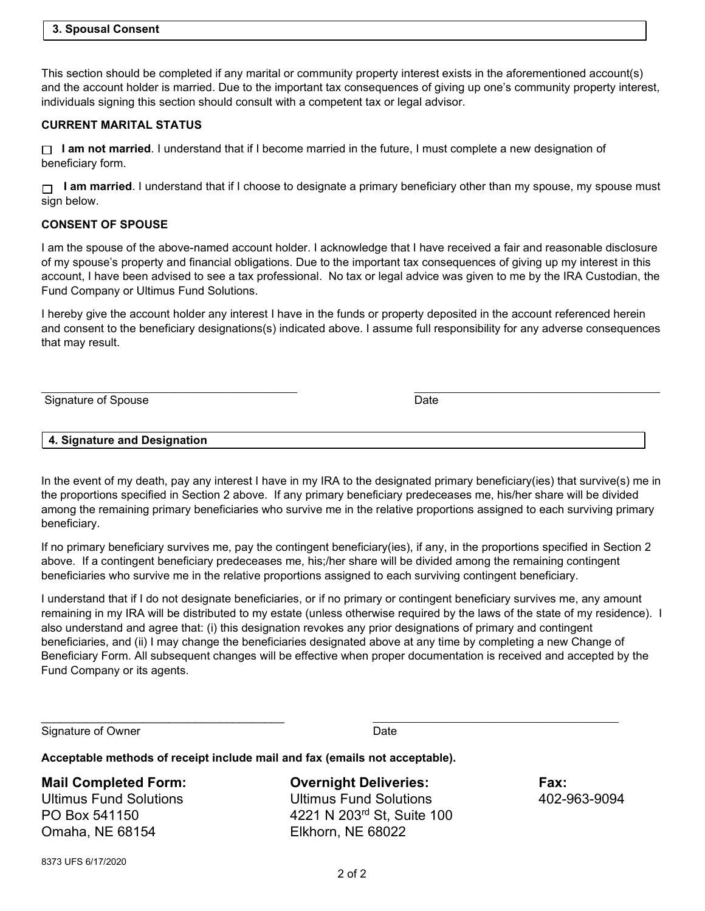## 3. Spousal Consent

This section should be completed if any marital or community property interest exists in the aforementioned account(s) and the account holder is married. Due to the important tax consequences of giving up one's community property interest, individuals signing this section should consult with a competent tax or legal advisor.

**CURRENT MARITAL STATUS**

☐ **I am not married**. I understand that if I become married in the future, I must complete a new designation of beneficiary form.

☐ **I am married**. I understand that if I choose to designate a primary beneficiary other than my spouse, my spouse must sign below.

**CONSENT OF SPOUSE**

I am the spouse of the above-named account holder. I acknowledge that I have received a fair and reasonable disclosure of my spouse's property and financial obligations. Due to the important tax consequences of giving up my interest in this account, I have been advised to see a tax professional. No tax or legal advice was given to me by the IRA Custodian, the Fund Company or Ultimus Fund Solutions.

I hereby give the account holder any interest I have in the funds or property deposited in the account referenced herein and consent to the beneficiary designations(s) indicated above. I assume full responsibility for any adverse consequences that may result.

\_\_\_\_\_\_\_\_\_\_\_\_\_\_\_\_\_\_\_\_\_\_\_\_\_\_\_\_\_\_\_\_\_\_\_\_\_\_ \_\_\_\_\_\_\_\_\_\_\_\_\_\_\_\_\_\_\_\_\_\_\_\_\_\_\_\_\_\_\_\_\_\_\_\_\_\_

Signature of Spouse                    Date

## 4. Signature and Designation

In the event of my death, pay any interest I have in my IRA to the designated primary beneficiary(ies) that survive(s) me in the proportions specified in Section 2 above. If any primary beneficiary predeceases me, his/her share will be divided among the remaining primary beneficiaries who survive me in the relative proportions assigned to each surviving primary beneficiary.

If no primary beneficiary survives me, pay the contingent beneficiary(ies), if any, in the proportions specified in Section 2 above. If a contingent beneficiary predeceases me, his;/her share will be divided among the remaining contingent beneficiaries who survive me in the relative proportions assigned to each surviving contingent beneficiary.

I understand that if I do not designate beneficiaries, or if no primary or contingent beneficiary survives me, any amount remaining in my IRA will be distributed to my estate (unless otherwise required by the laws of the state of my residence). I also understand and agree that: (i) this designation revokes any prior designations of primary and contingent beneficiaries, and (ii) I may change the beneficiaries designated above at any time by completing a new Change of Beneficiary Form. All subsequent changes will be effective when proper documentation is received and accepted by the Fund Company or its agents.

\_\_\_\_\_\_\_\_\_\_\_\_\_\_\_\_\_\_\_\_\_\_\_\_\_\_\_\_\_\_\_\_\_\_\_\_\_\_ \_\_\_\_\_\_\_\_\_\_\_\_\_\_\_\_\_\_\_\_\_\_\_\_\_\_\_\_\_\_\_\_\_\_\_\_\_\_

Signature of Owner                    Date

**Acceptable methods of receipt include mail and fax (emails not acceptable).**

**Mail Completed Form:**
Ultimus Fund Solutions
PO Box 541150
Omaha, NE 68154

**Overnight Deliveries:**
Ultimus Fund Solutions
4221 N 203rd St, Suite 100
Elkhorn, NE 68022

**Fax:**
402-963-9094

8373 UFS 6/17/2020